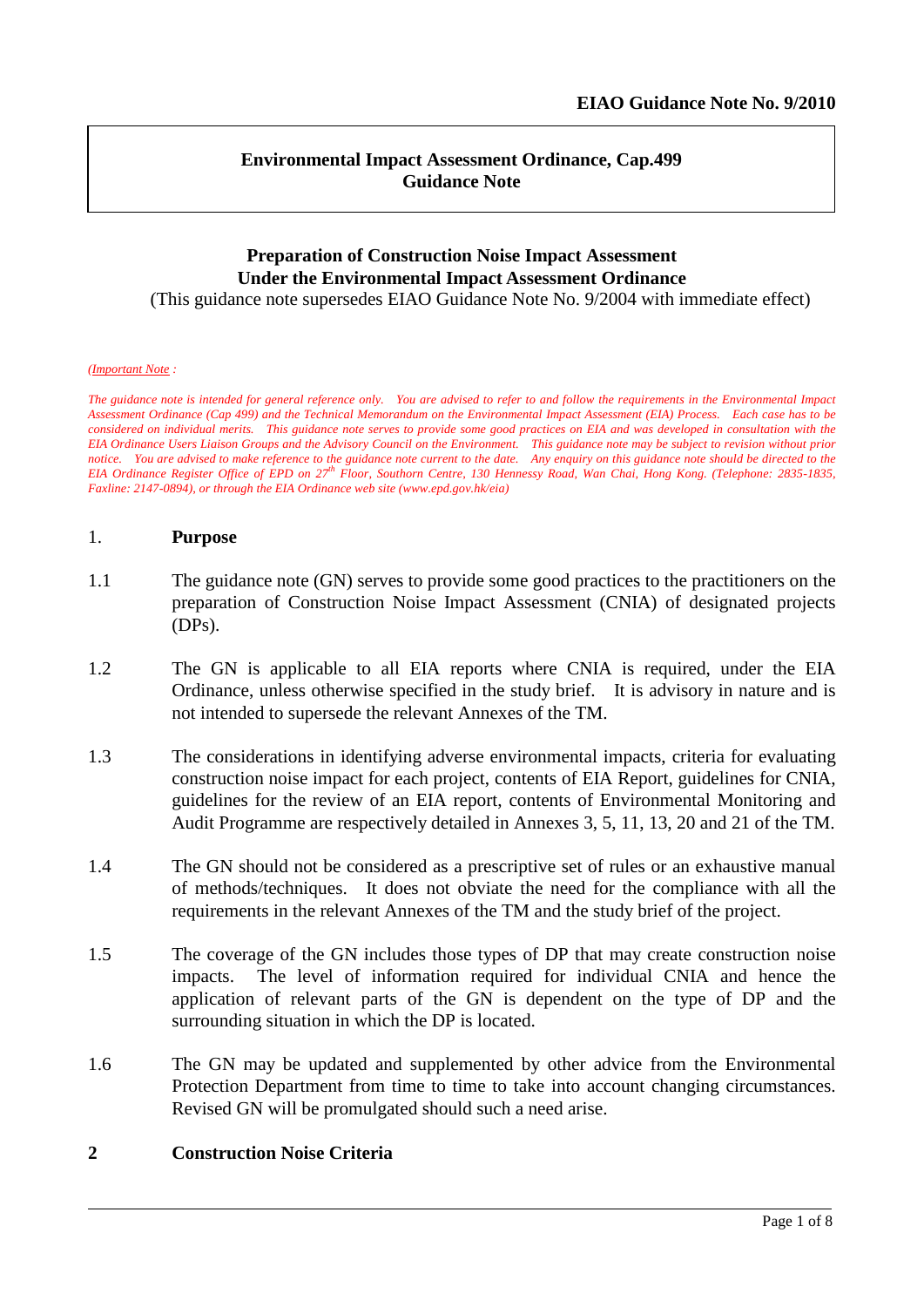**EIAO Guidance Note No. 9/2010**

**Environmental Impact Assessment Ordinance, Cap.499**
**Guidance Note**

## Preparation of Construction Noise Impact Assessment Under the Environmental Impact Assessment Ordinance

(This guidance note supersedes EIAO Guidance Note No. 9/2004 with immediate effect)

*(Important Note :*

*The guidance note is intended for general reference only. You are advised to refer to and follow the requirements in the Environmental Impact Assessment Ordinance (Cap 499) and the Technical Memorandum on the Environmental Impact Assessment (EIA) Process. Each case has to be considered on individual merits. This guidance note serves to provide some good practices on EIA and was developed in consultation with the EIA Ordinance Users Liaison Groups and the Advisory Council on the Environment. This guidance note may be subject to revision without prior notice. You are advised to make reference to the guidance note current to the date. Any enquiry on this guidance note should be directed to the EIA Ordinance Register Office of EPD on 27th Floor, Southorn Centre, 130 Hennessy Road, Wan Chai, Hong Kong. (Telephone: 2835-1835, Faxline: 2147-0894), or through the EIA Ordinance web site (www.epd.gov.hk/eia)*

### 1. Purpose

1.1 The guidance note (GN) serves to provide some good practices to the practitioners on the preparation of Construction Noise Impact Assessment (CNIA) of designated projects (DPs).

1.2 The GN is applicable to all EIA reports where CNIA is required, under the EIA Ordinance, unless otherwise specified in the study brief. It is advisory in nature and is not intended to supersede the relevant Annexes of the TM.

1.3 The considerations in identifying adverse environmental impacts, criteria for evaluating construction noise impact for each project, contents of EIA Report, guidelines for CNIA, guidelines for the review of an EIA report, contents of Environmental Monitoring and Audit Programme are respectively detailed in Annexes 3, 5, 11, 13, 20 and 21 of the TM.

1.4 The GN should not be considered as a prescriptive set of rules or an exhaustive manual of methods/techniques. It does not obviate the need for the compliance with all the requirements in the relevant Annexes of the TM and the study brief of the project.

1.5 The coverage of the GN includes those types of DP that may create construction noise impacts. The level of information required for individual CNIA and hence the application of relevant parts of the GN is dependent on the type of DP and the surrounding situation in which the DP is located.

1.6 The GN may be updated and supplemented by other advice from the Environmental Protection Department from time to time to take into account changing circumstances. Revised GN will be promulgated should such a need arise.

### 2 Construction Noise Criteria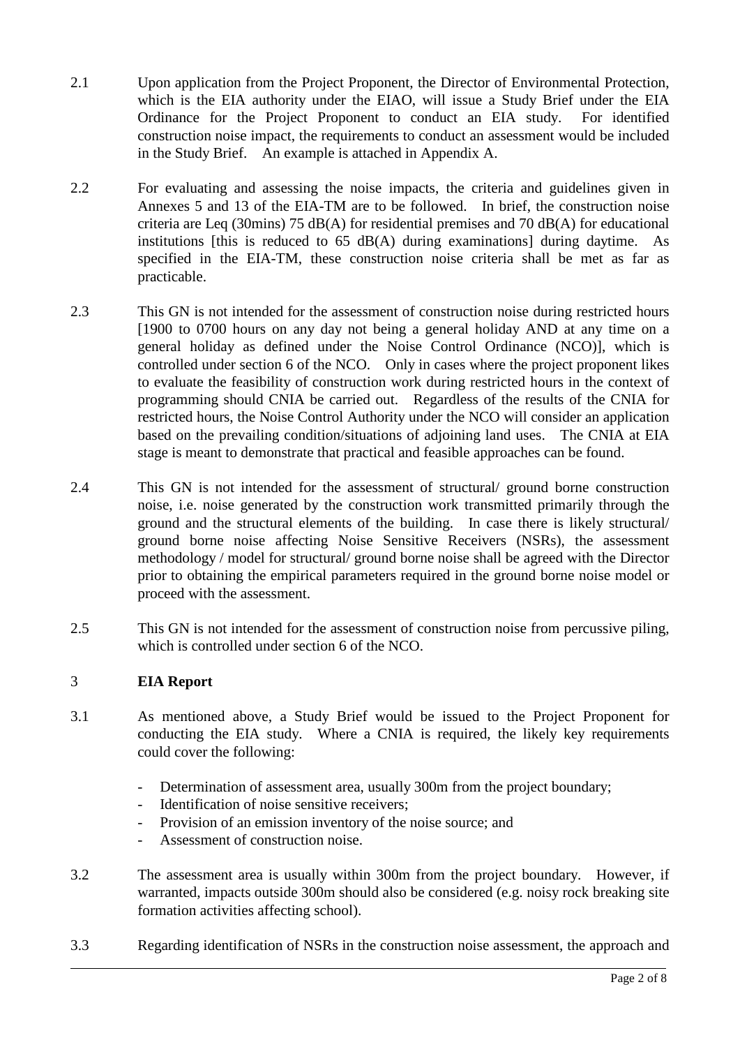2.1 Upon application from the Project Proponent, the Director of Environmental Protection, which is the EIA authority under the EIAO, will issue a Study Brief under the EIA Ordinance for the Project Proponent to conduct an EIA study. For identified construction noise impact, the requirements to conduct an assessment would be included in the Study Brief. An example is attached in Appendix A.

2.2 For evaluating and assessing the noise impacts, the criteria and guidelines given in Annexes 5 and 13 of the EIA-TM are to be followed. In brief, the construction noise criteria are Leq (30mins) 75 dB(A) for residential premises and 70 dB(A) for educational institutions [this is reduced to 65 dB(A) during examinations] during daytime. As specified in the EIA-TM, these construction noise criteria shall be met as far as practicable.

2.3 This GN is not intended for the assessment of construction noise during restricted hours [1900 to 0700 hours on any day not being a general holiday AND at any time on a general holiday as defined under the Noise Control Ordinance (NCO)], which is controlled under section 6 of the NCO. Only in cases where the project proponent likes to evaluate the feasibility of construction work during restricted hours in the context of programming should CNIA be carried out. Regardless of the results of the CNIA for restricted hours, the Noise Control Authority under the NCO will consider an application based on the prevailing condition/situations of adjoining land uses. The CNIA at EIA stage is meant to demonstrate that practical and feasible approaches can be found.

2.4 This GN is not intended for the assessment of structural/ ground borne construction noise, i.e. noise generated by the construction work transmitted primarily through the ground and the structural elements of the building. In case there is likely structural/ ground borne noise affecting Noise Sensitive Receivers (NSRs), the assessment methodology / model for structural/ ground borne noise shall be agreed with the Director prior to obtaining the empirical parameters required in the ground borne noise model or proceed with the assessment.

2.5 This GN is not intended for the assessment of construction noise from percussive piling, which is controlled under section 6 of the NCO.

## 3 EIA Report

3.1 As mentioned above, a Study Brief would be issued to the Project Proponent for conducting the EIA study. Where a CNIA is required, the likely key requirements could cover the following:

- Determination of assessment area, usually 300m from the project boundary;
- Identification of noise sensitive receivers;
- Provision of an emission inventory of the noise source; and
- Assessment of construction noise.

3.2 The assessment area is usually within 300m from the project boundary. However, if warranted, impacts outside 300m should also be considered (e.g. noisy rock breaking site formation activities affecting school).

3.3 Regarding identification of NSRs in the construction noise assessment, the approach and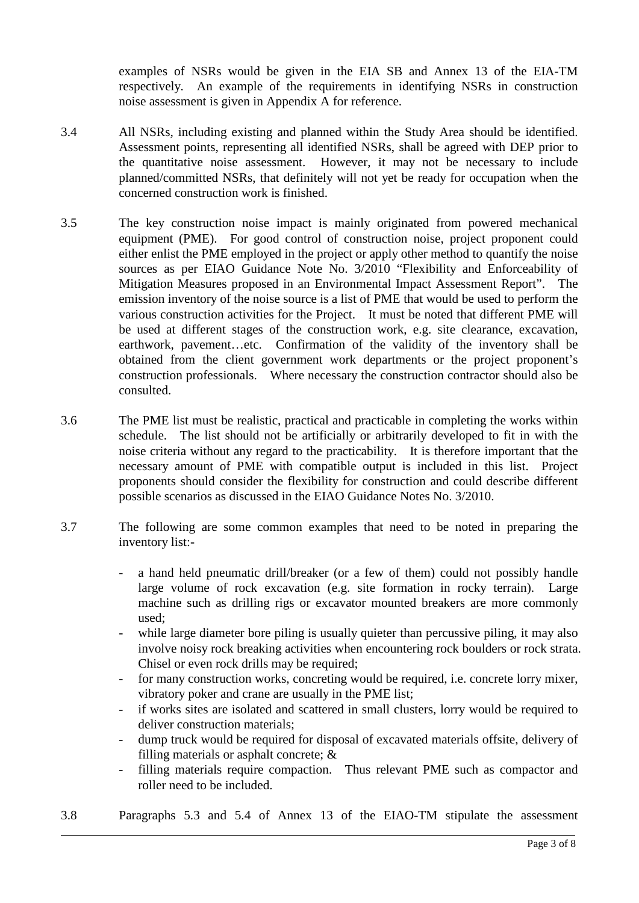examples of NSRs would be given in the EIA SB and Annex 13 of the EIA-TM respectively. An example of the requirements in identifying NSRs in construction noise assessment is given in Appendix A for reference.

3.4 All NSRs, including existing and planned within the Study Area should be identified. Assessment points, representing all identified NSRs, shall be agreed with DEP prior to the quantitative noise assessment. However, it may not be necessary to include planned/committed NSRs, that definitely will not yet be ready for occupation when the concerned construction work is finished.

3.5 The key construction noise impact is mainly originated from powered mechanical equipment (PME). For good control of construction noise, project proponent could either enlist the PME employed in the project or apply other method to quantify the noise sources as per EIAO Guidance Note No. 3/2010 "Flexibility and Enforceability of Mitigation Measures proposed in an Environmental Impact Assessment Report". The emission inventory of the noise source is a list of PME that would be used to perform the various construction activities for the Project. It must be noted that different PME will be used at different stages of the construction work, e.g. site clearance, excavation, earthwork, pavement…etc. Confirmation of the validity of the inventory shall be obtained from the client government work departments or the project proponent's construction professionals. Where necessary the construction contractor should also be consulted.

3.6 The PME list must be realistic, practical and practicable in completing the works within schedule. The list should not be artificially or arbitrarily developed to fit in with the noise criteria without any regard to the practicability. It is therefore important that the necessary amount of PME with compatible output is included in this list. Project proponents should consider the flexibility for construction and could describe different possible scenarios as discussed in the EIAO Guidance Notes No. 3/2010.

3.7 The following are some common examples that need to be noted in preparing the inventory list:-

- a hand held pneumatic drill/breaker (or a few of them) could not possibly handle large volume of rock excavation (e.g. site formation in rocky terrain). Large machine such as drilling rigs or excavator mounted breakers are more commonly used;
- while large diameter bore piling is usually quieter than percussive piling, it may also involve noisy rock breaking activities when encountering rock boulders or rock strata. Chisel or even rock drills may be required;
- for many construction works, concreting would be required, i.e. concrete lorry mixer, vibratory poker and crane are usually in the PME list;
- if works sites are isolated and scattered in small clusters, lorry would be required to deliver construction materials;
- dump truck would be required for disposal of excavated materials offsite, delivery of filling materials or asphalt concrete; &
- filling materials require compaction. Thus relevant PME such as compactor and roller need to be included.

3.8 Paragraphs 5.3 and 5.4 of Annex 13 of the EIAO-TM stipulate the assessment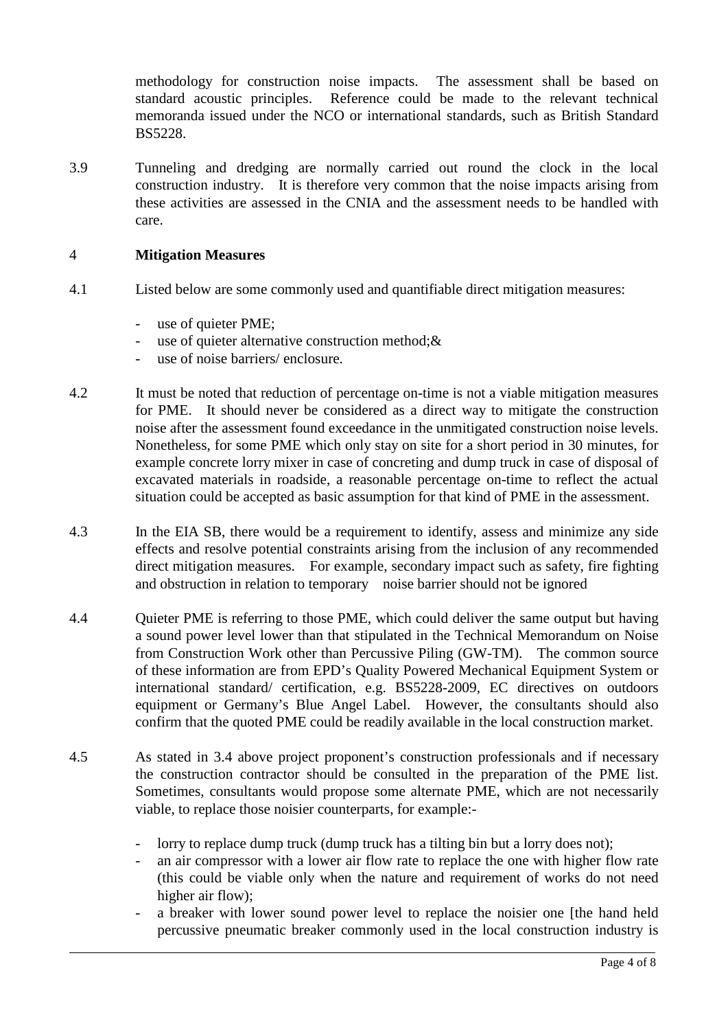methodology for construction noise impacts. The assessment shall be based on standard acoustic principles. Reference could be made to the relevant technical memoranda issued under the NCO or international standards, such as British Standard BS5228.

3.9 Tunneling and dredging are normally carried out round the clock in the local construction industry. It is therefore very common that the noise impacts arising from these activities are assessed in the CNIA and the assessment needs to be handled with care.

## 4 Mitigation Measures

4.1 Listed below are some commonly used and quantifiable direct mitigation measures:

- use of quieter PME;
- use of quieter alternative construction method;&
- use of noise barriers/ enclosure.

4.2 It must be noted that reduction of percentage on-time is not a viable mitigation measures for PME. It should never be considered as a direct way to mitigate the construction noise after the assessment found exceedance in the unmitigated construction noise levels. Nonetheless, for some PME which only stay on site for a short period in 30 minutes, for example concrete lorry mixer in case of concreting and dump truck in case of disposal of excavated materials in roadside, a reasonable percentage on-time to reflect the actual situation could be accepted as basic assumption for that kind of PME in the assessment.

4.3 In the EIA SB, there would be a requirement to identify, assess and minimize any side effects and resolve potential constraints arising from the inclusion of any recommended direct mitigation measures. For example, secondary impact such as safety, fire fighting and obstruction in relation to temporary noise barrier should not be ignored

4.4 Quieter PME is referring to those PME, which could deliver the same output but having a sound power level lower than that stipulated in the Technical Memorandum on Noise from Construction Work other than Percussive Piling (GW-TM). The common source of these information are from EPD's Quality Powered Mechanical Equipment System or international standard/ certification, e.g. BS5228-2009, EC directives on outdoors equipment or Germany's Blue Angel Label. However, the consultants should also confirm that the quoted PME could be readily available in the local construction market.

4.5 As stated in 3.4 above project proponent's construction professionals and if necessary the construction contractor should be consulted in the preparation of the PME list. Sometimes, consultants would propose some alternate PME, which are not necessarily viable, to replace those noisier counterparts, for example:-

- lorry to replace dump truck (dump truck has a tilting bin but a lorry does not);
- an air compressor with a lower air flow rate to replace the one with higher flow rate (this could be viable only when the nature and requirement of works do not need higher air flow);
- a breaker with lower sound power level to replace the noisier one [the hand held percussive pneumatic breaker commonly used in the local construction industry is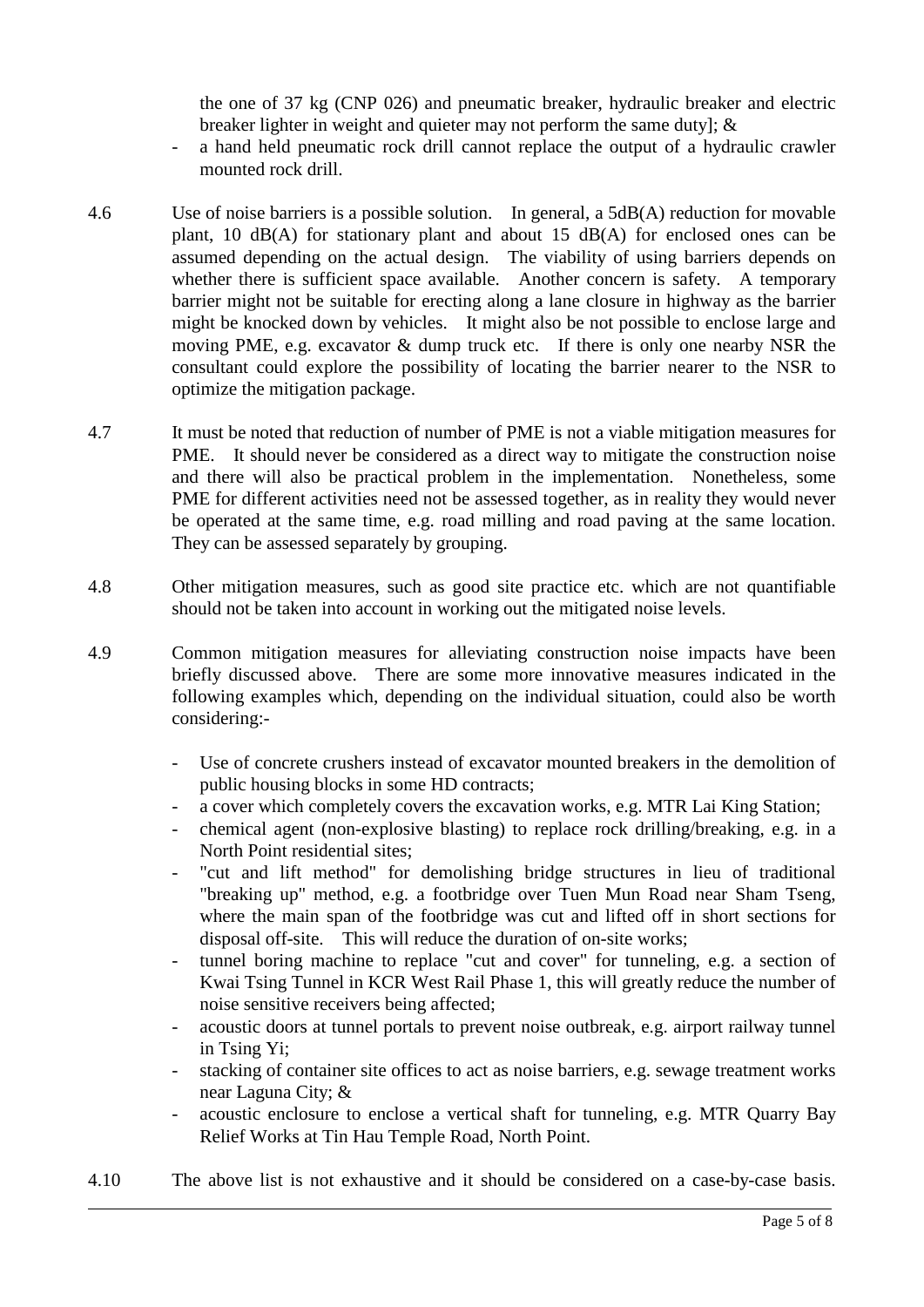the one of 37 kg (CNP 026) and pneumatic breaker, hydraulic breaker and electric breaker lighter in weight and quieter may not perform the same duty]; &

- a hand held pneumatic rock drill cannot replace the output of a hydraulic crawler mounted rock drill.

4.6 Use of noise barriers is a possible solution. In general, a 5dB(A) reduction for movable plant, 10 dB(A) for stationary plant and about 15 dB(A) for enclosed ones can be assumed depending on the actual design. The viability of using barriers depends on whether there is sufficient space available. Another concern is safety. A temporary barrier might not be suitable for erecting along a lane closure in highway as the barrier might be knocked down by vehicles. It might also be not possible to enclose large and moving PME, e.g. excavator & dump truck etc. If there is only one nearby NSR the consultant could explore the possibility of locating the barrier nearer to the NSR to optimize the mitigation package.

4.7 It must be noted that reduction of number of PME is not a viable mitigation measures for PME. It should never be considered as a direct way to mitigate the construction noise and there will also be practical problem in the implementation. Nonetheless, some PME for different activities need not be assessed together, as in reality they would never be operated at the same time, e.g. road milling and road paving at the same location. They can be assessed separately by grouping.

4.8 Other mitigation measures, such as good site practice etc. which are not quantifiable should not be taken into account in working out the mitigated noise levels.

4.9 Common mitigation measures for alleviating construction noise impacts have been briefly discussed above. There are some more innovative measures indicated in the following examples which, depending on the individual situation, could also be worth considering:-

- Use of concrete crushers instead of excavator mounted breakers in the demolition of public housing blocks in some HD contracts;
- a cover which completely covers the excavation works, e.g. MTR Lai King Station;
- chemical agent (non-explosive blasting) to replace rock drilling/breaking, e.g. in a North Point residential sites;
- "cut and lift method" for demolishing bridge structures in lieu of traditional "breaking up" method, e.g. a footbridge over Tuen Mun Road near Sham Tseng, where the main span of the footbridge was cut and lifted off in short sections for disposal off-site. This will reduce the duration of on-site works;
- tunnel boring machine to replace "cut and cover" for tunneling, e.g. a section of Kwai Tsing Tunnel in KCR West Rail Phase 1, this will greatly reduce the number of noise sensitive receivers being affected;
- acoustic doors at tunnel portals to prevent noise outbreak, e.g. airport railway tunnel in Tsing Yi;
- stacking of container site offices to act as noise barriers, e.g. sewage treatment works near Laguna City; &
- acoustic enclosure to enclose a vertical shaft for tunneling, e.g. MTR Quarry Bay Relief Works at Tin Hau Temple Road, North Point.

4.10 The above list is not exhaustive and it should be considered on a case-by-case basis.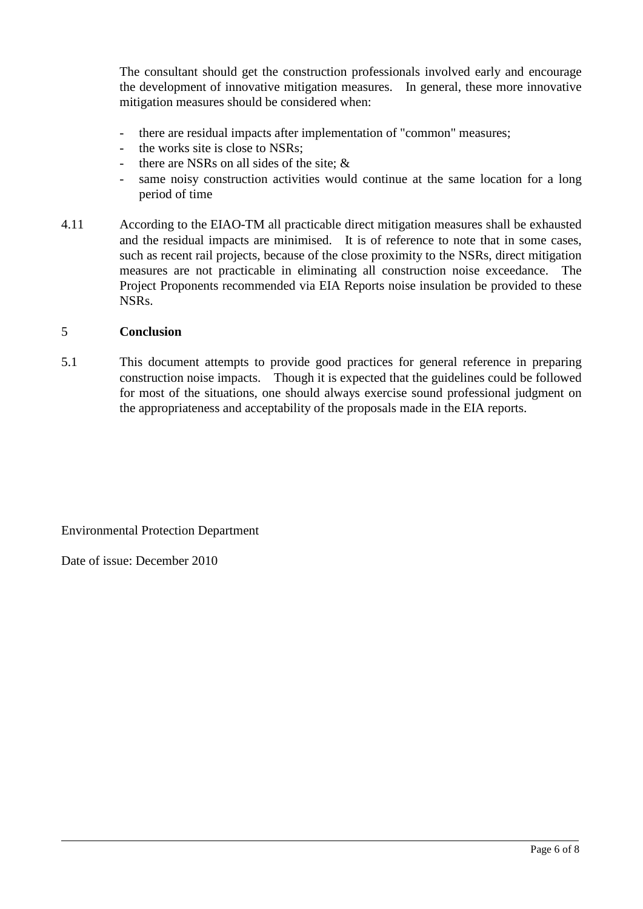The consultant should get the construction professionals involved early and encourage the development of innovative mitigation measures. In general, these more innovative mitigation measures should be considered when:

- there are residual impacts after implementation of "common" measures;
- the works site is close to NSRs;
- there are NSRs on all sides of the site; &
- same noisy construction activities would continue at the same location for a long period of time

4.11 According to the EIAO-TM all practicable direct mitigation measures shall be exhausted and the residual impacts are minimised. It is of reference to note that in some cases, such as recent rail projects, because of the close proximity to the NSRs, direct mitigation measures are not practicable in eliminating all construction noise exceedance. The Project Proponents recommended via EIA Reports noise insulation be provided to these NSRs.

## 5 **Conclusion**

5.1 This document attempts to provide good practices for general reference in preparing construction noise impacts. Though it is expected that the guidelines could be followed for most of the situations, one should always exercise sound professional judgment on the appropriateness and acceptability of the proposals made in the EIA reports.

Environmental Protection Department

Date of issue: December 2010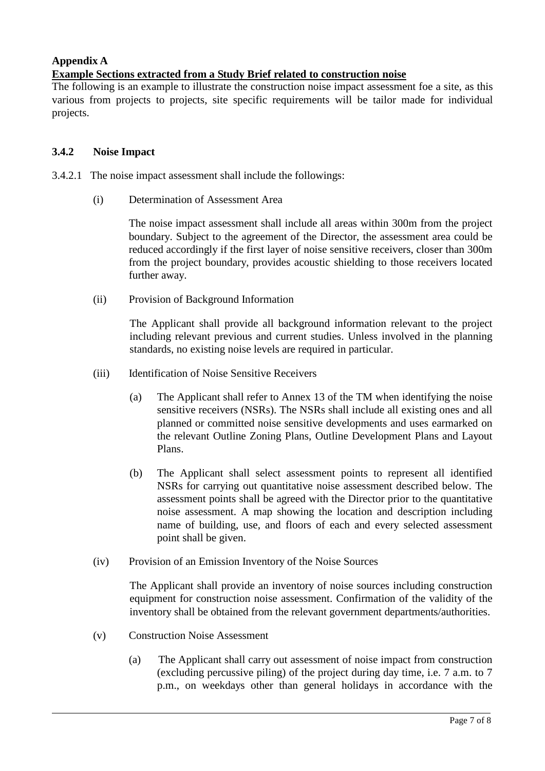**Appendix A**

**Example Sections extracted from a Study Brief related to construction noise**

The following is an example to illustrate the construction noise impact assessment foe a site, as this various from projects to projects, site specific requirements will be tailor made for individual projects.

### 3.4.2 Noise Impact

3.4.2.1 The noise impact assessment shall include the followings:

(i) Determination of Assessment Area

The noise impact assessment shall include all areas within 300m from the project boundary. Subject to the agreement of the Director, the assessment area could be reduced accordingly if the first layer of noise sensitive receivers, closer than 300m from the project boundary, provides acoustic shielding to those receivers located further away.

(ii) Provision of Background Information

The Applicant shall provide all background information relevant to the project including relevant previous and current studies. Unless involved in the planning standards, no existing noise levels are required in particular.

(iii) Identification of Noise Sensitive Receivers

(a) The Applicant shall refer to Annex 13 of the TM when identifying the noise sensitive receivers (NSRs). The NSRs shall include all existing ones and all planned or committed noise sensitive developments and uses earmarked on the relevant Outline Zoning Plans, Outline Development Plans and Layout Plans.

(b) The Applicant shall select assessment points to represent all identified NSRs for carrying out quantitative noise assessment described below. The assessment points shall be agreed with the Director prior to the quantitative noise assessment. A map showing the location and description including name of building, use, and floors of each and every selected assessment point shall be given.

(iv) Provision of an Emission Inventory of the Noise Sources

The Applicant shall provide an inventory of noise sources including construction equipment for construction noise assessment. Confirmation of the validity of the inventory shall be obtained from the relevant government departments/authorities.

(v) Construction Noise Assessment

(a) The Applicant shall carry out assessment of noise impact from construction (excluding percussive piling) of the project during day time, i.e. 7 a.m. to 7 p.m., on weekdays other than general holidays in accordance with the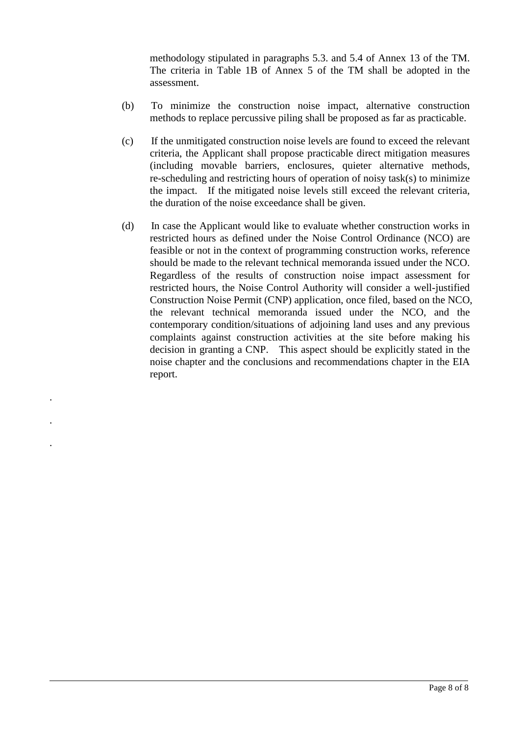methodology stipulated in paragraphs 5.3. and 5.4 of Annex 13 of the TM. The criteria in Table 1B of Annex 5 of the TM shall be adopted in the assessment.

(b) To minimize the construction noise impact, alternative construction methods to replace percussive piling shall be proposed as far as practicable.

(c) If the unmitigated construction noise levels are found to exceed the relevant criteria, the Applicant shall propose practicable direct mitigation measures (including movable barriers, enclosures, quieter alternative methods, re-scheduling and restricting hours of operation of noisy task(s) to minimize the impact. If the mitigated noise levels still exceed the relevant criteria, the duration of the noise exceedance shall be given.

(d) In case the Applicant would like to evaluate whether construction works in restricted hours as defined under the Noise Control Ordinance (NCO) are feasible or not in the context of programming construction works, reference should be made to the relevant technical memoranda issued under the NCO. Regardless of the results of construction noise impact assessment for restricted hours, the Noise Control Authority will consider a well-justified Construction Noise Permit (CNP) application, once filed, based on the NCO, the relevant technical memoranda issued under the NCO, and the contemporary condition/situations of adjoining land uses and any previous complaints against construction activities at the site before making his decision in granting a CNP. This aspect should be explicitly stated in the noise chapter and the conclusions and recommendations chapter in the EIA report.

.

.

.